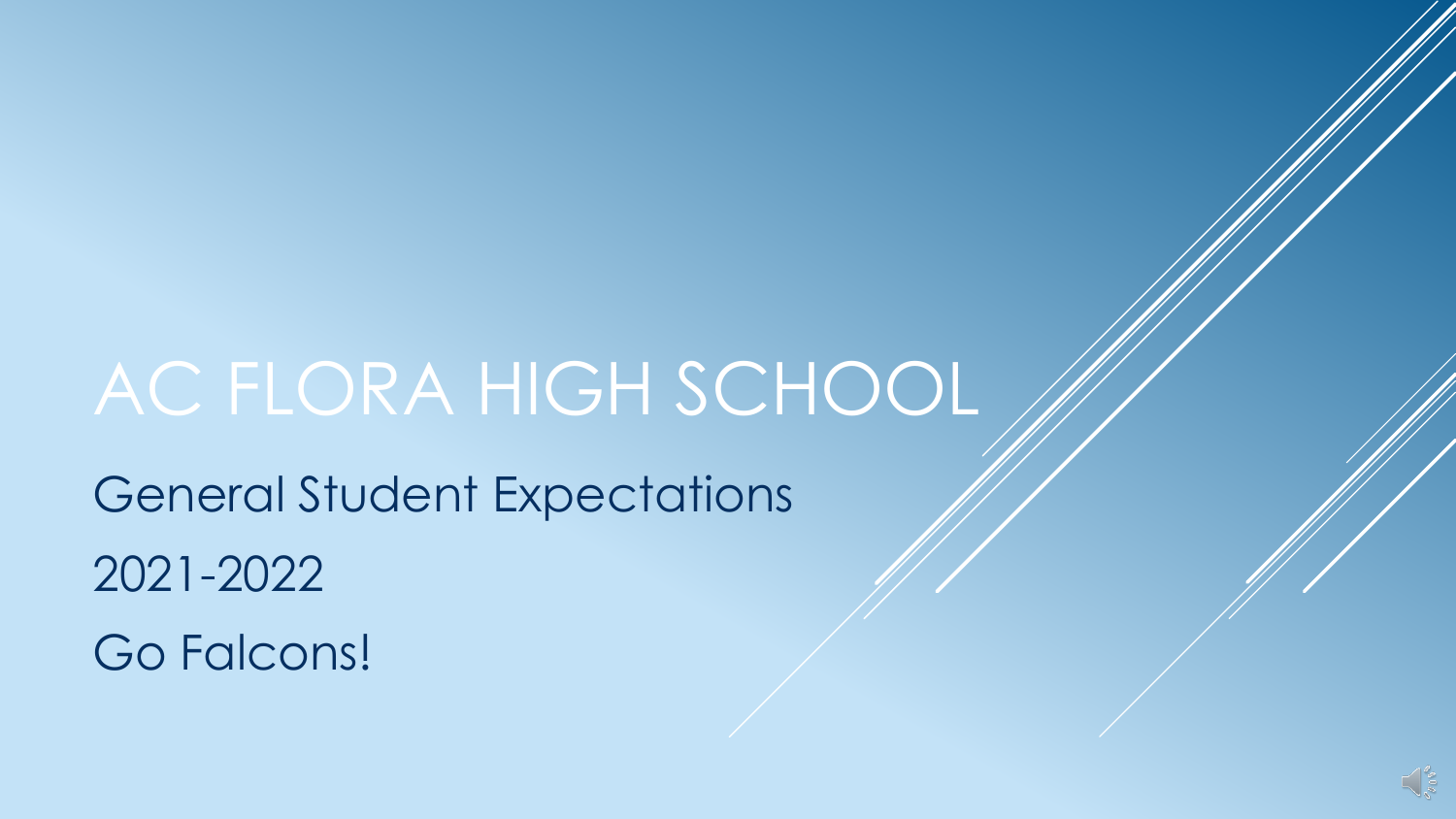# AC FLORA HIGH SCHOOL

General Student Expectations

2021-2022

Go Falcons!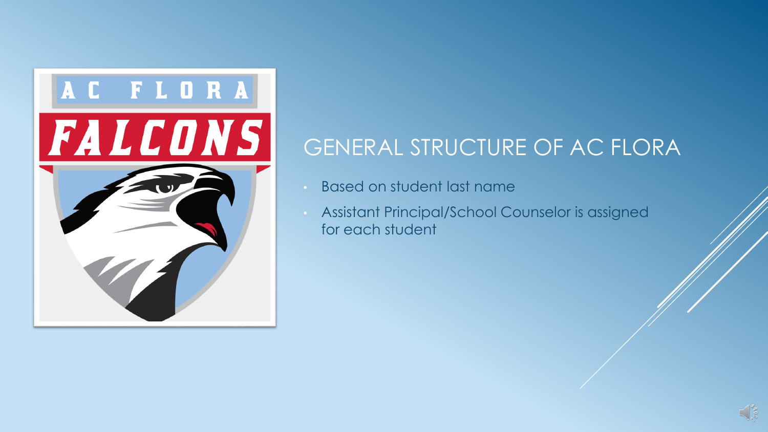# GENERAL STRUCTURE OF AC FLORA

- Based on student last name
- Assistant Principal/School Counselor is assigned for each student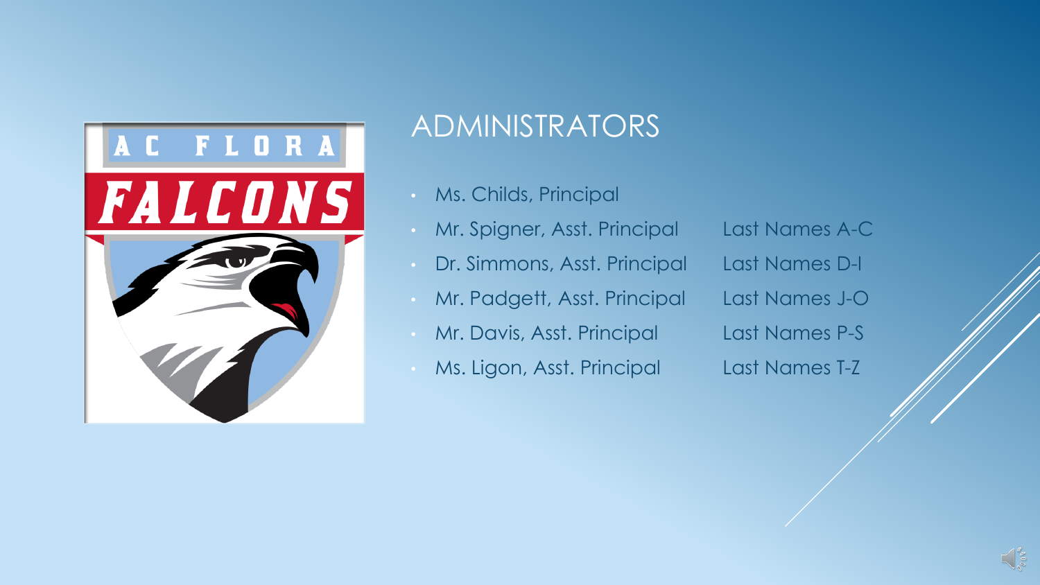# ADMINISTRATORS

- Ms. Childs, Principal
- Mr. Spigner, Asst. Principal — Last Names A-C
- Dr. Simmons, Asst. Principal — Last Names D-I
- Mr. Padgett, Asst. Principal — Last Names J-O
- Mr. Davis, Asst. Principal — Last Names P-S
- Ms. Ligon, Asst. Principal — Last Names T-Z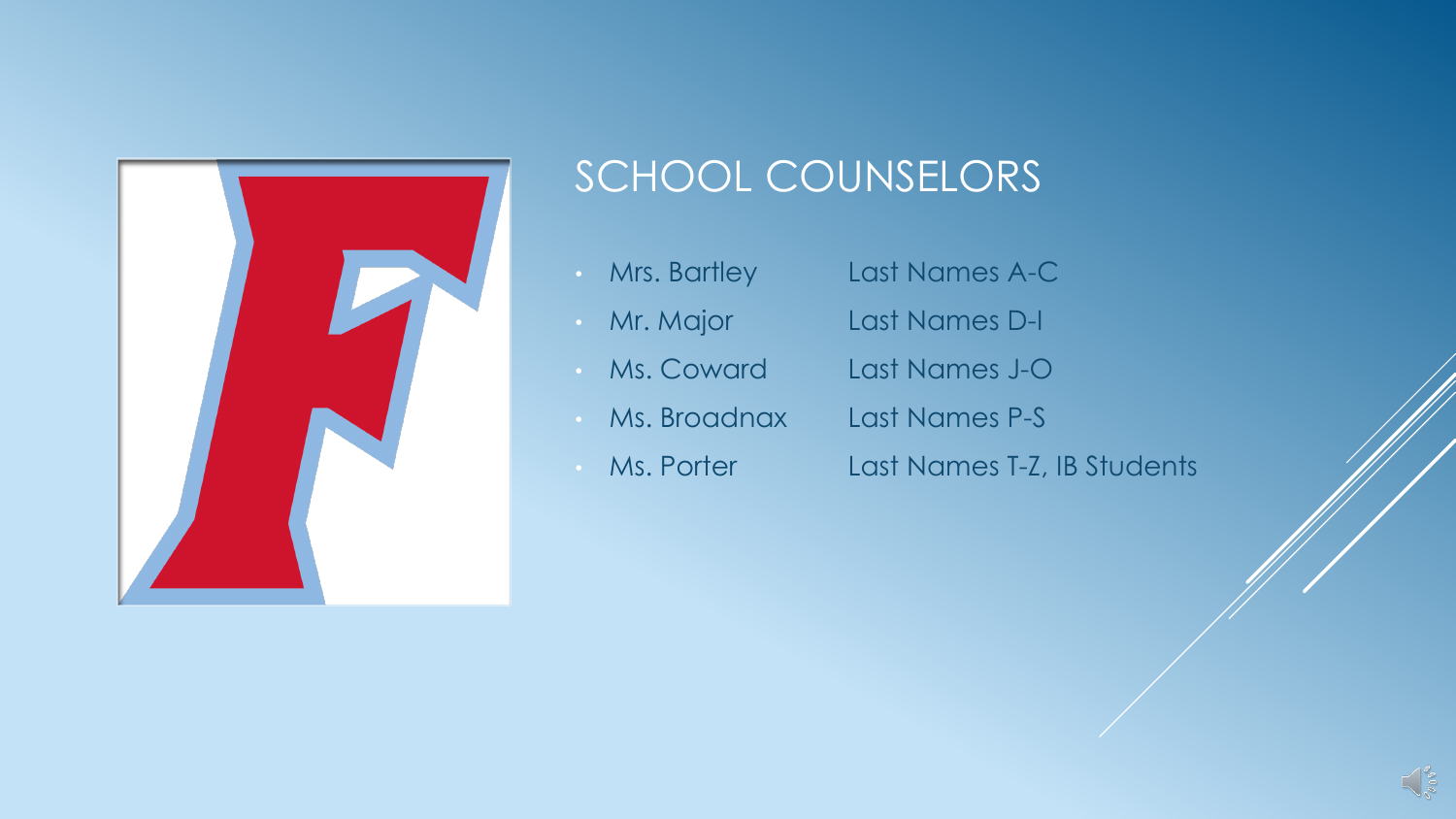# SCHOOL COUNSELORS

- Mrs. Bartley Last Names A-C
- Mr. Major Last Names D-I
- Ms. Coward Last Names J-O
- Ms. Broadnax Last Names P-S
- Ms. Porter Last Names T-Z, IB Students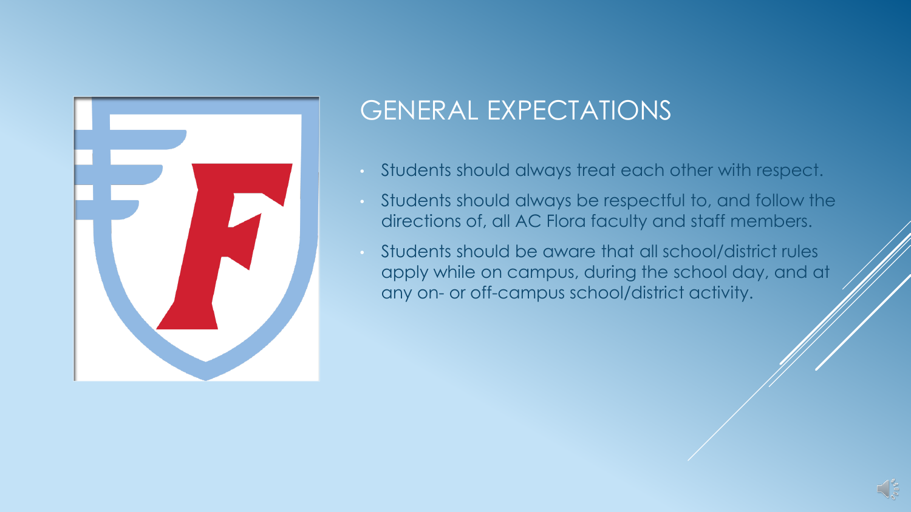# GENERAL EXPECTATIONS

- Students should always treat each other with respect.
- Students should always be respectful to, and follow the directions of, all AC Flora faculty and staff members.
- Students should be aware that all school/district rules apply while on campus, during the school day, and at any on- or off-campus school/district activity.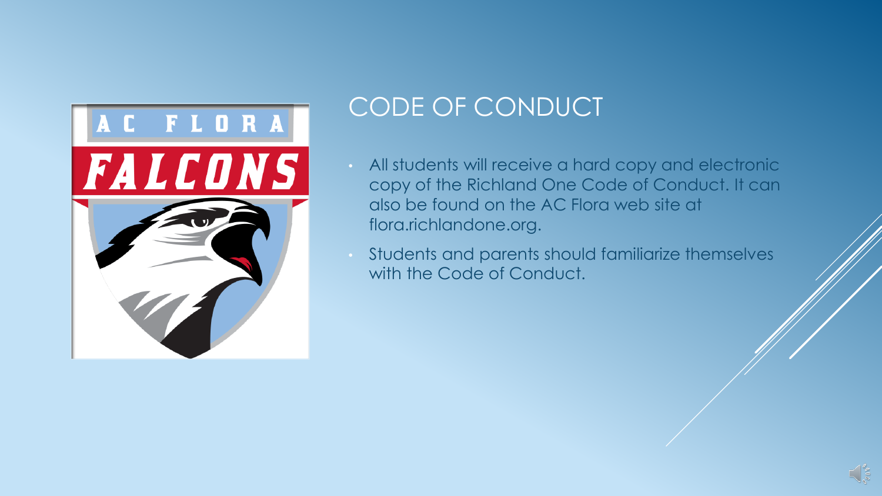# CODE OF CONDUCT

- All students will receive a hard copy and electronic copy of the Richland One Code of Conduct. It can also be found on the AC Flora web site at flora.richlandone.org.
- Students and parents should familiarize themselves with the Code of Conduct.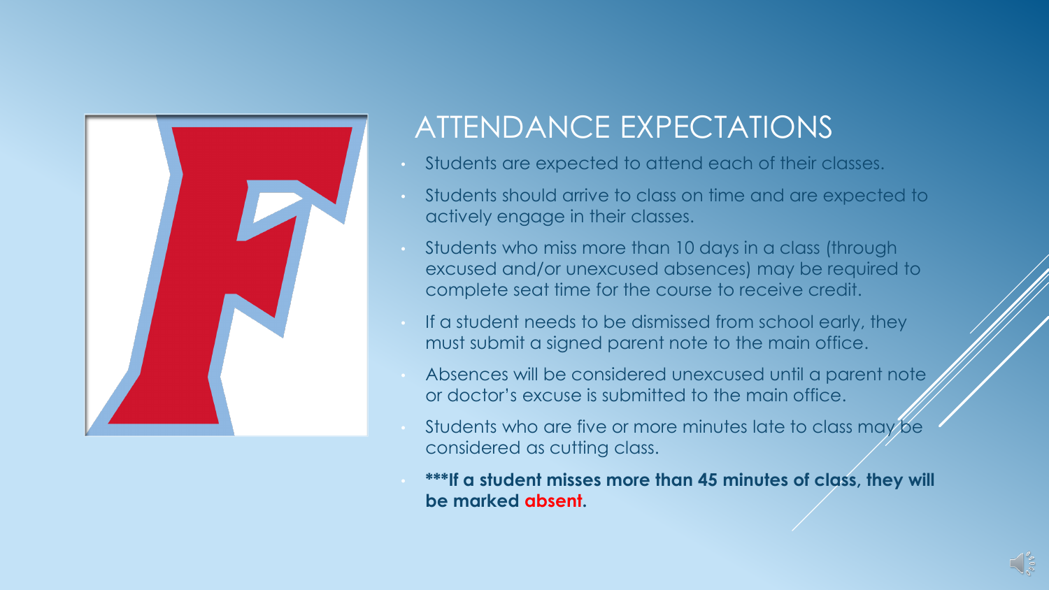# ATTENDANCE EXPECTATIONS

- Students are expected to attend each of their classes.
- Students should arrive to class on time and are expected to actively engage in their classes.
- Students who miss more than 10 days in a class (through excused and/or unexcused absences) may be required to complete seat time for the course to receive credit.
- If a student needs to be dismissed from school early, they must submit a signed parent note to the main office.
- Absences will be considered unexcused until a parent note or doctor's excuse is submitted to the main office.
- Students who are five or more minutes late to class may be considered as cutting class.
- **\*\*\*If a student misses more than 45 minutes of class, they will be marked absent.**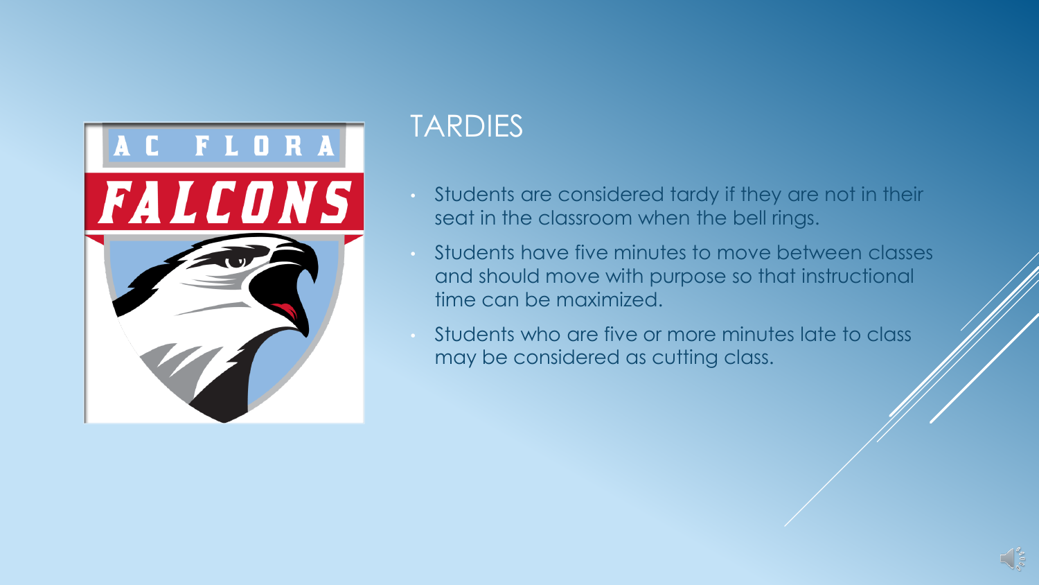# TARDIES

- Students are considered tardy if they are not in their seat in the classroom when the bell rings.
- Students have five minutes to move between classes and should move with purpose so that instructional time can be maximized.
- Students who are five or more minutes late to class may be considered as cutting class.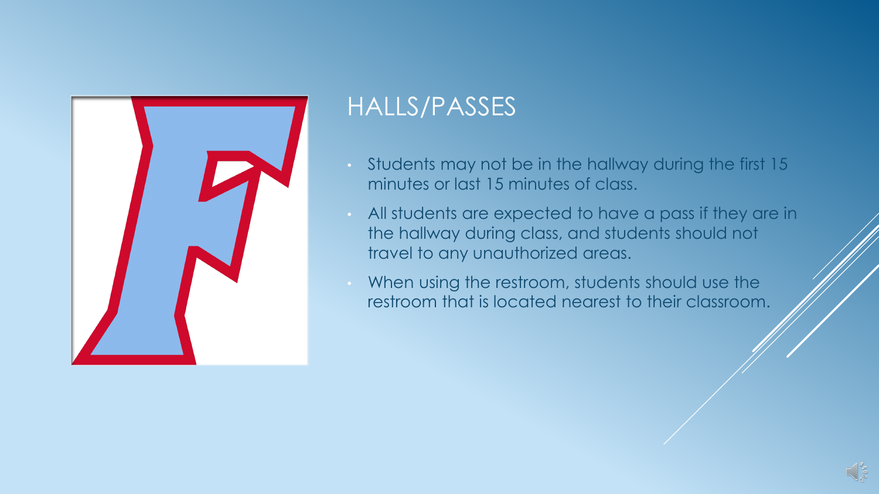## HALLS/PASSES

- Students may not be in the hallway during the first 15 minutes or last 15 minutes of class.
- All students are expected to have a pass if they are in the hallway during class, and students should not travel to any unauthorized areas.
- When using the restroom, students should use the restroom that is located nearest to their classroom.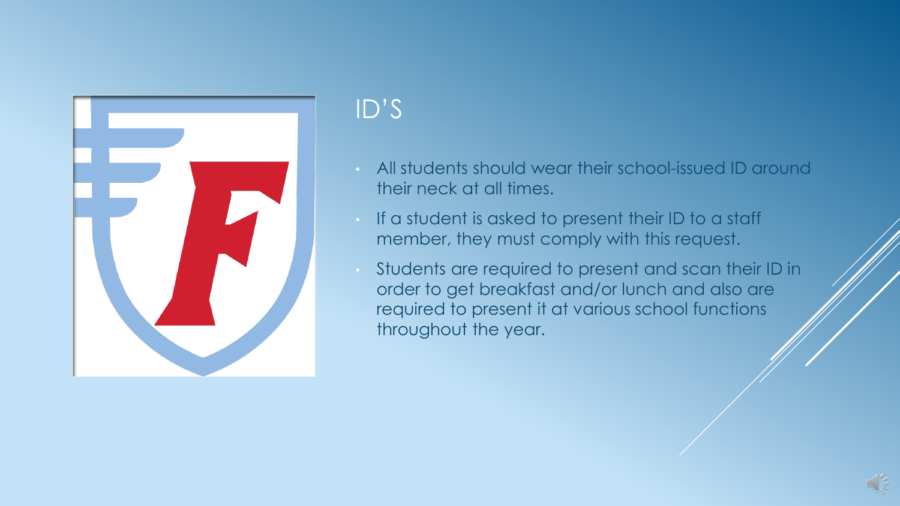# ID'S

- All students should wear their school-issued ID around their neck at all times.
- If a student is asked to present their ID to a staff member, they must comply with this request.
- Students are required to present and scan their ID in order to get breakfast and/or lunch and also are required to present it at various school functions throughout the year.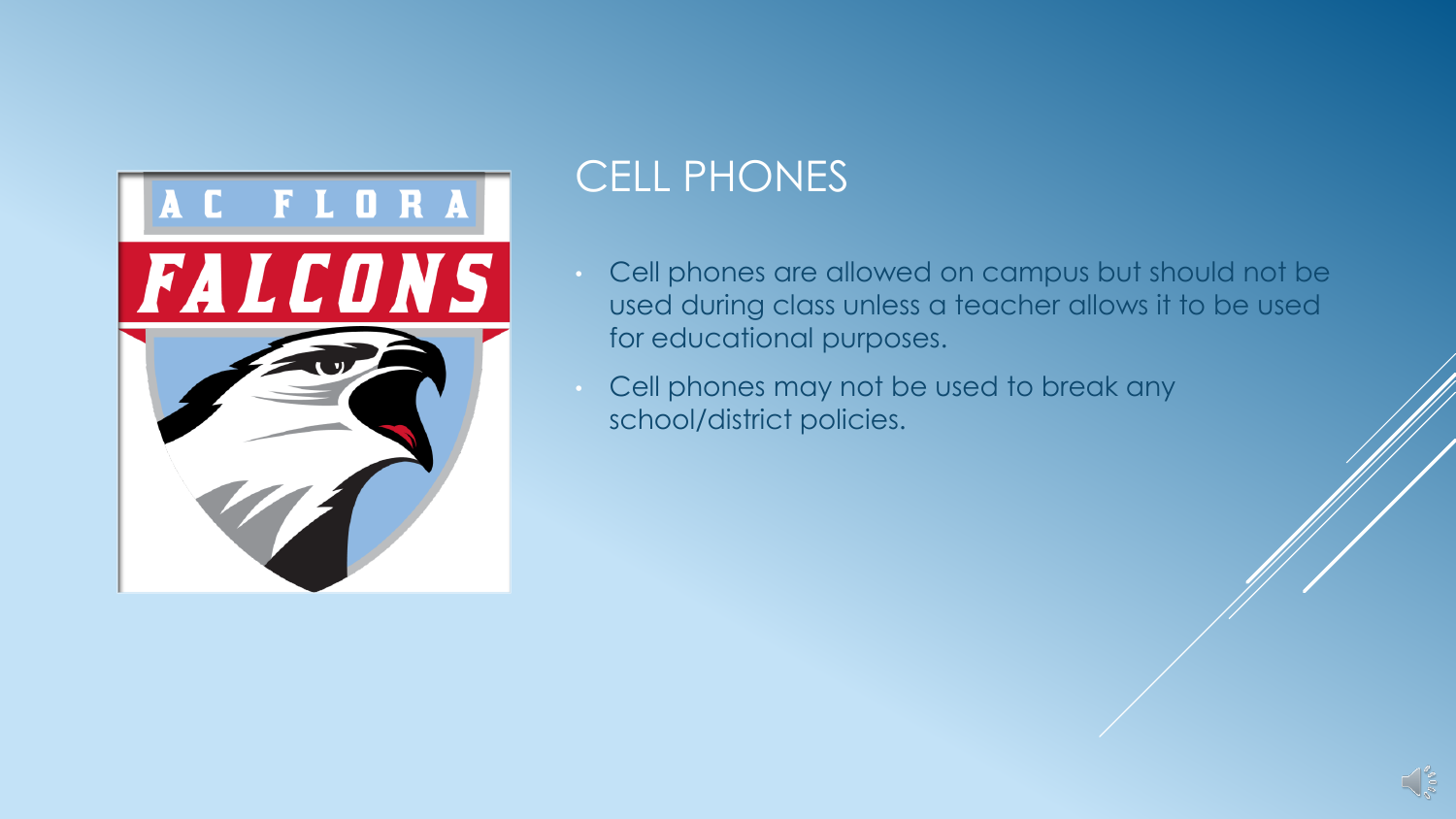## CELL PHONES

- Cell phones are allowed on campus but should not be used during class unless a teacher allows it to be used for educational purposes.
- Cell phones may not be used to break any school/district policies.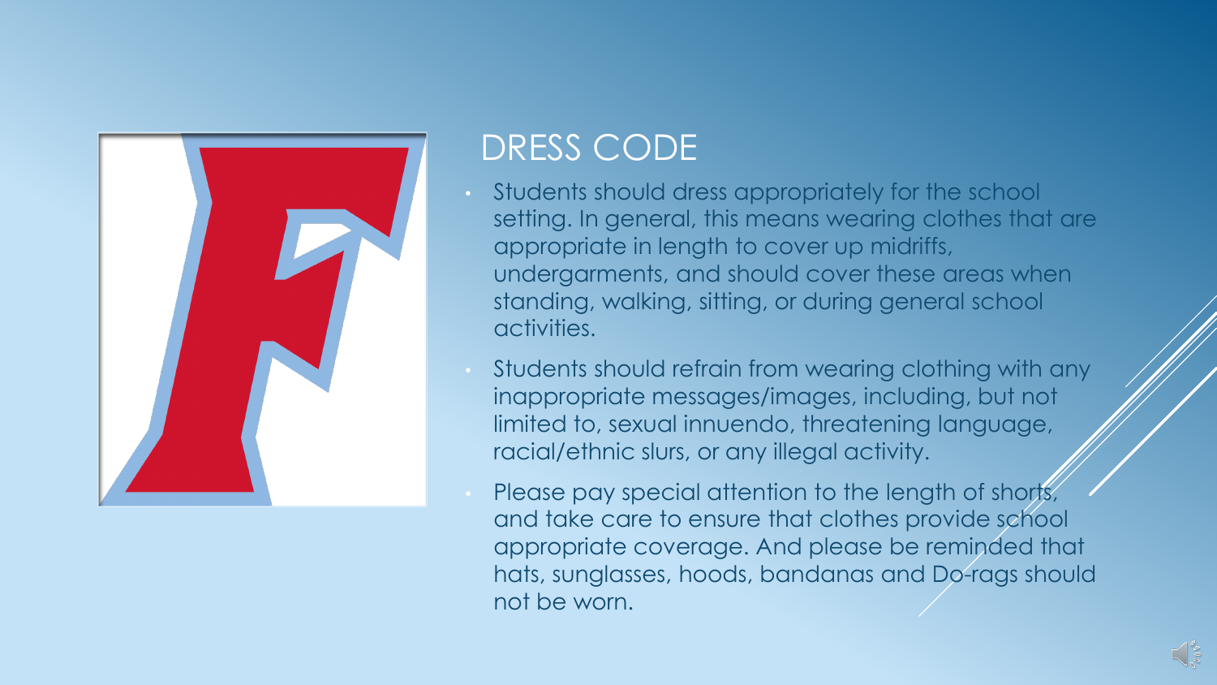# DRESS CODE

- Students should dress appropriately for the school setting. In general, this means wearing clothes that are appropriate in length to cover up midriffs, undergarments, and should cover these areas when standing, walking, sitting, or during general school activities.
- Students should refrain from wearing clothing with any inappropriate messages/images, including, but not limited to, sexual innuendo, threatening language, racial/ethnic slurs, or any illegal activity.
- Please pay special attention to the length of shorts, and take care to ensure that clothes provide school appropriate coverage. And please be reminded that hats, sunglasses, hoods, bandanas and Do-rags should not be worn.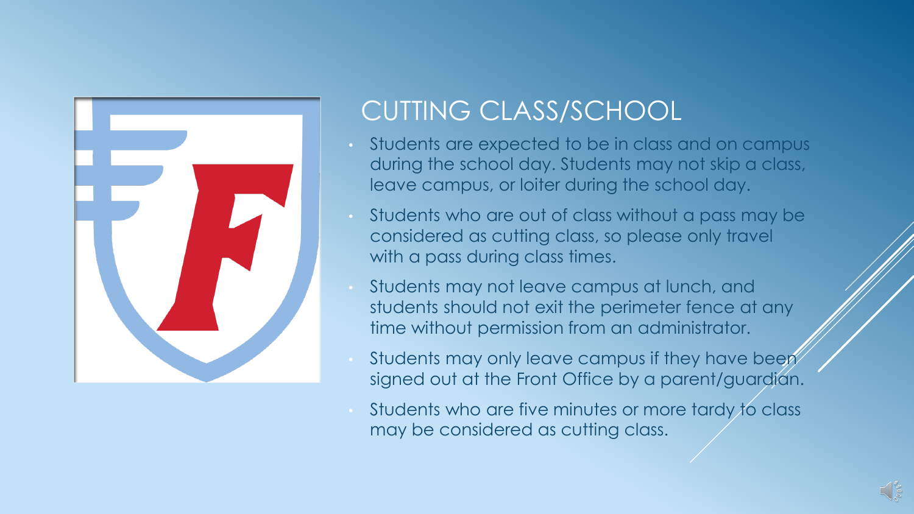# CUTTING CLASS/SCHOOL

- Students are expected to be in class and on campus during the school day. Students may not skip a class, leave campus, or loiter during the school day.
- Students who are out of class without a pass may be considered as cutting class, so please only travel with a pass during class times.
- Students may not leave campus at lunch, and students should not exit the perimeter fence at any time without permission from an administrator.
- Students may only leave campus if they have been signed out at the Front Office by a parent/guardian.
- Students who are five minutes or more tardy to class may be considered as cutting class.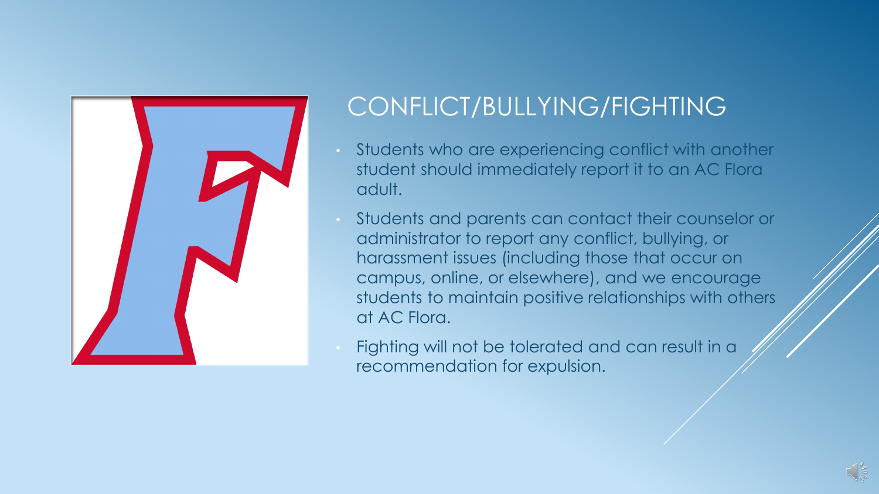# CONFLICT/BULLYING/FIGHTING

- Students who are experiencing conflict with another student should immediately report it to an AC Flora adult.
- Students and parents can contact their counselor or administrator to report any conflict, bullying, or harassment issues (including those that occur on campus, online, or elsewhere), and we encourage students to maintain positive relationships with others at AC Flora.
- Fighting will not be tolerated and can result in a recommendation for expulsion.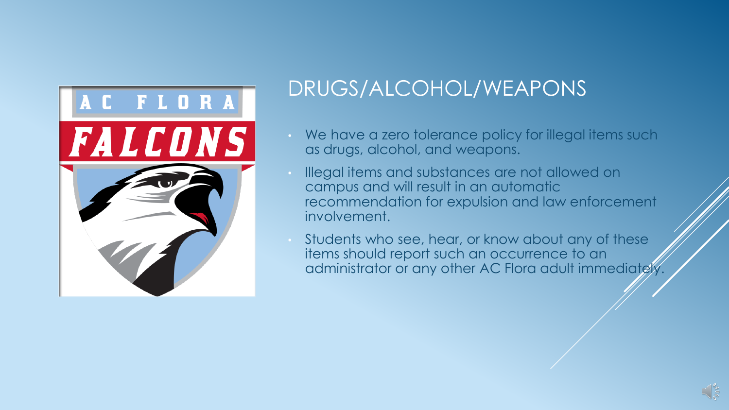# DRUGS/ALCOHOL/WEAPONS

- We have a zero tolerance policy for illegal items such as drugs, alcohol, and weapons.
- Illegal items and substances are not allowed on campus and will result in an automatic recommendation for expulsion and law enforcement involvement.
- Students who see, hear, or know about any of these items should report such an occurrence to an administrator or any other AC Flora adult immediately.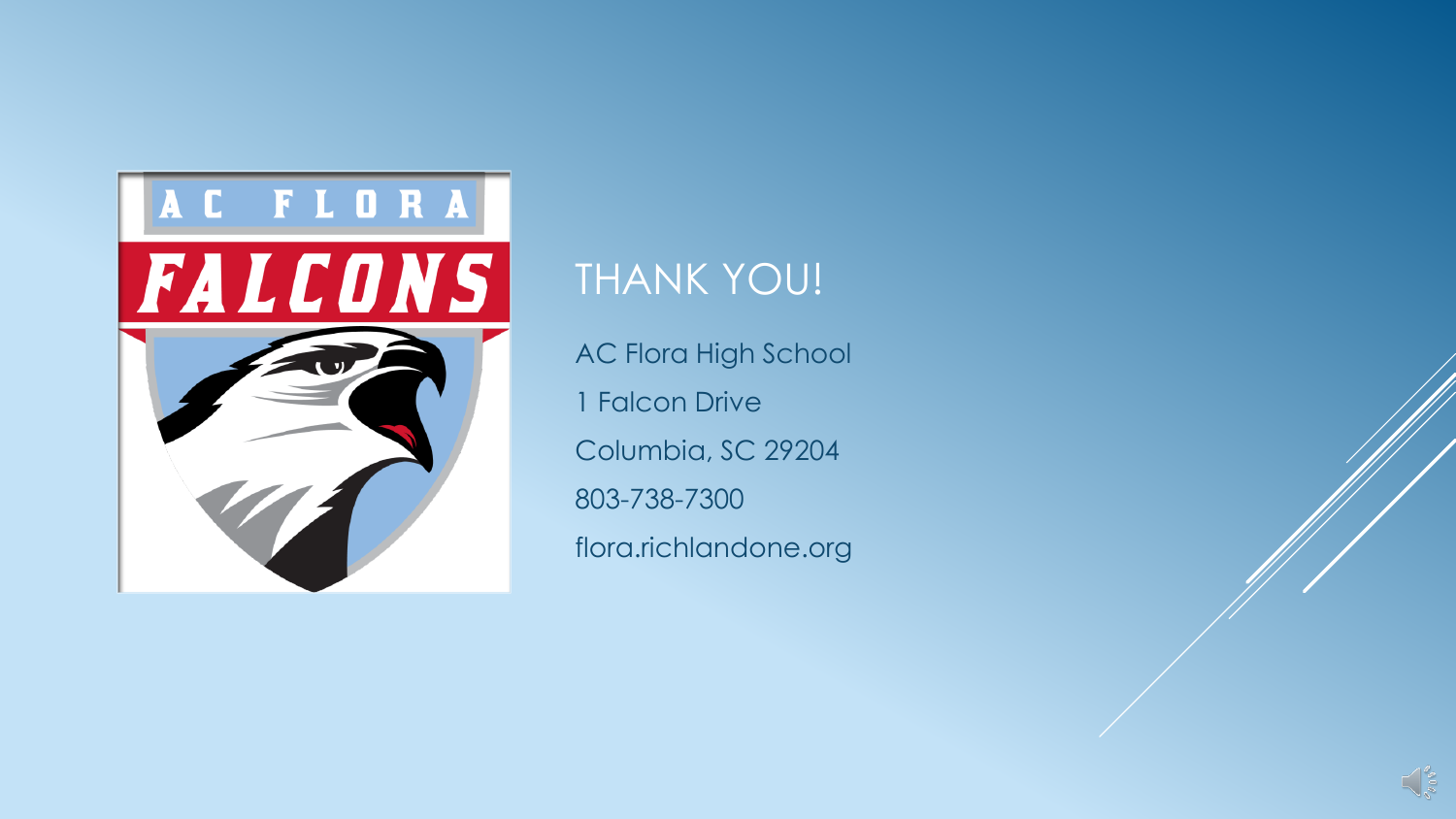# THANK YOU!

AC Flora High School

1 Falcon Drive

Columbia, SC 29204

803-738-7300

flora.richlandone.org